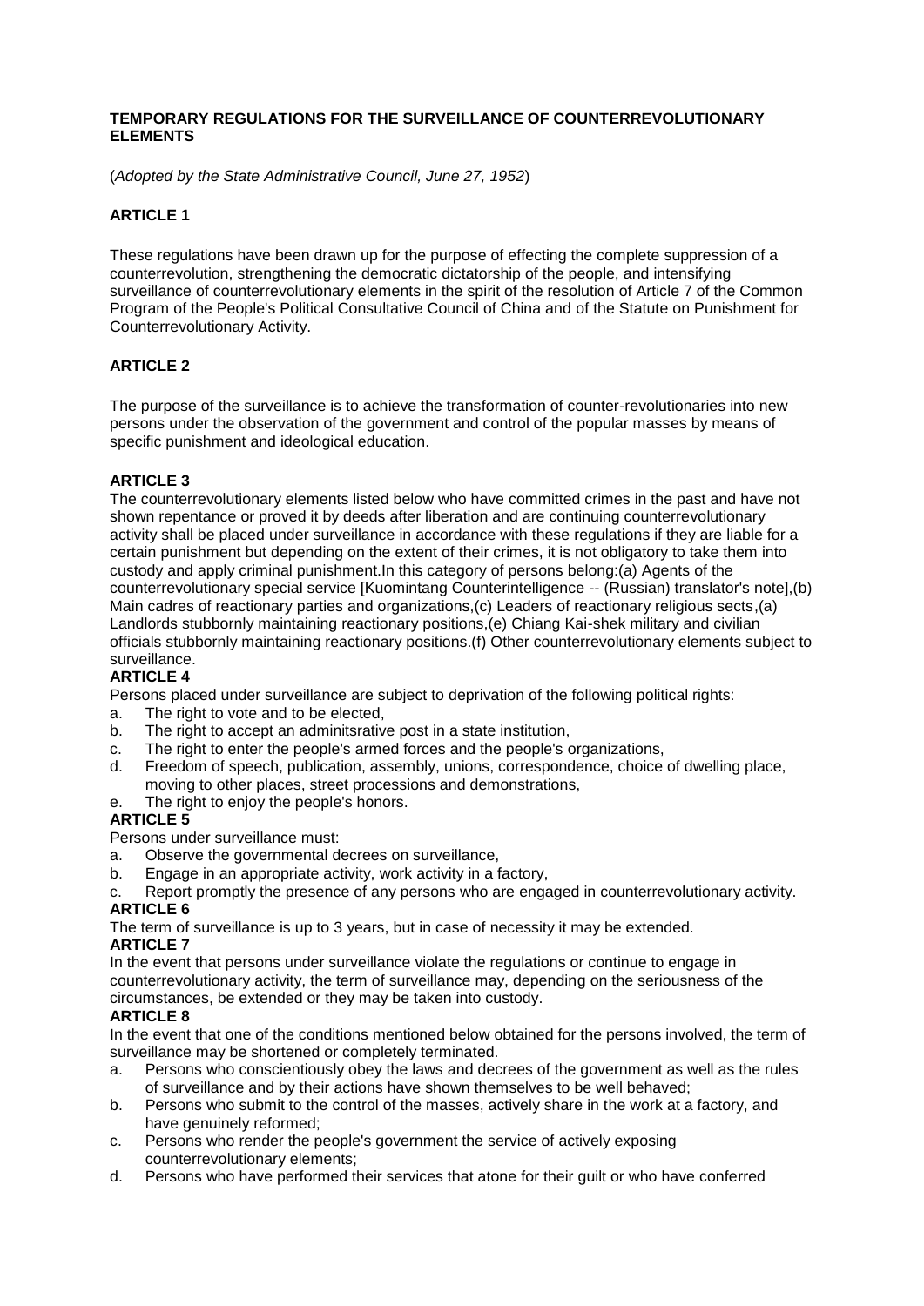**TEMPORARY REGULATIONS FOR THE SURVEILLANCE OF COUNTERREVOLUTIONARY ELEMENTS**

(*Adopted by the State Administrative Council, June 27, 1952*)

**ARTICLE 1**

These regulations have been drawn up for the purpose of effecting the complete suppression of a counterrevolution, strengthening the democratic dictatorship of the people, and intensifying surveillance of counterrevolutionary elements in the spirit of the resolution of Article 7 of the Common Program of the People's Political Consultative Council of China and of the Statute on Punishment for Counterrevolutionary Activity.

**ARTICLE 2**

The purpose of the surveillance is to achieve the transformation of counter-revolutionaries into new persons under the observation of the government and control of the popular masses by means of specific punishment and ideological education.

**ARTICLE 3**

The counterrevolutionary elements listed below who have committed crimes in the past and have not shown repentance or proved it by deeds after liberation and are continuing counterrevolutionary activity shall be placed under surveillance in accordance with these regulations if they are liable for a certain punishment but depending on the extent of their crimes, it is not obligatory to take them into custody and apply criminal punishment.In this category of persons belong:(a) Agents of the counterrevolutionary special service [Kuomintang Counterintelligence -- (Russian) translator's note],(b) Main cadres of reactionary parties and organizations,(c) Leaders of reactionary religious sects,(a) Landlords stubbornly maintaining reactionary positions,(e) Chiang Kai-shek military and civilian officials stubbornly maintaining reactionary positions.(f) Other counterrevolutionary elements subject to surveillance.

**ARTICLE 4**

Persons placed under surveillance are subject to deprivation of the following political rights:

a. The right to vote and to be elected,
b. The right to accept an adminitsrative post in a state institution,
c. The right to enter the people's armed forces and the people's organizations,
d. Freedom of speech, publication, assembly, unions, correspondence, choice of dwelling place, moving to other places, street processions and demonstrations,
e. The right to enjoy the people's honors.

**ARTICLE 5**

Persons under surveillance must:

a. Observe the governmental decrees on surveillance,
b. Engage in an appropriate activity, work activity in a factory,
c. Report promptly the presence of any persons who are engaged in counterrevolutionary activity.

**ARTICLE 6**

The term of surveillance is up to 3 years, but in case of necessity it may be extended.

**ARTICLE 7**

In the event that persons under surveillance violate the regulations or continue to engage in counterrevolutionary activity, the term of surveillance may, depending on the seriousness of the circumstances, be extended or they may be taken into custody.

**ARTICLE 8**

In the event that one of the conditions mentioned below obtained for the persons involved, the term of surveillance may be shortened or completely terminated.

a. Persons who conscientiously obey the laws and decrees of the government as well as the rules of surveillance and by their actions have shown themselves to be well behaved;
b. Persons who submit to the control of the masses, actively share in the work at a factory, and have genuinely reformed;
c. Persons who render the people's government the service of actively exposing counterrevolutionary elements;
d. Persons who have performed their services that atone for their guilt or who have conferred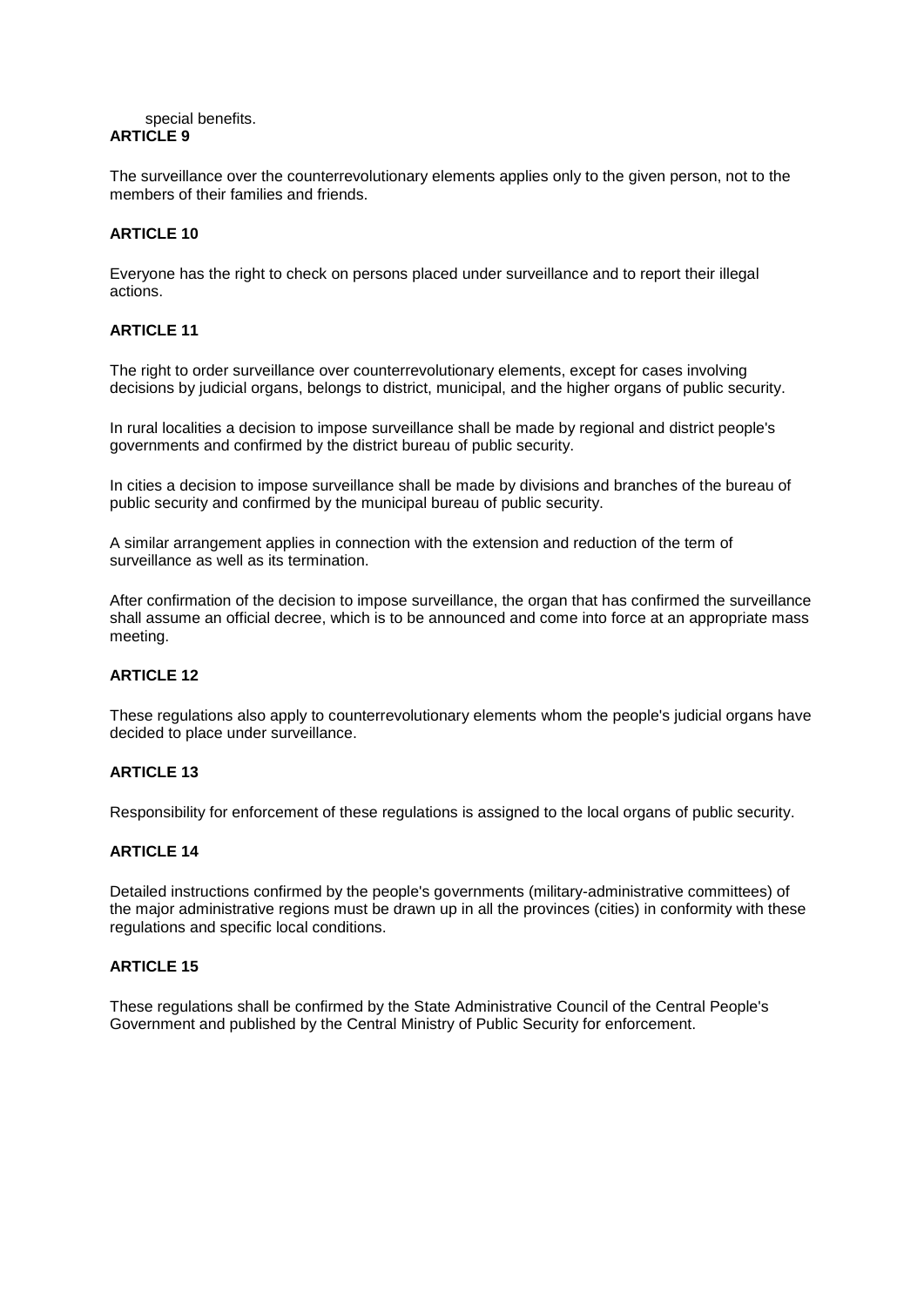special benefits.

**ARTICLE 9**

The surveillance over the counterrevolutionary elements applies only to the given person, not to the members of their families and friends.

**ARTICLE 10**

Everyone has the right to check on persons placed under surveillance and to report their illegal actions.

**ARTICLE 11**

The right to order surveillance over counterrevolutionary elements, except for cases involving decisions by judicial organs, belongs to district, municipal, and the higher organs of public security.

In rural localities a decision to impose surveillance shall be made by regional and district people's governments and confirmed by the district bureau of public security.

In cities a decision to impose surveillance shall be made by divisions and branches of the bureau of public security and confirmed by the municipal bureau of public security.

A similar arrangement applies in connection with the extension and reduction of the term of surveillance as well as its termination.

After confirmation of the decision to impose surveillance, the organ that has confirmed the surveillance shall assume an official decree, which is to be announced and come into force at an appropriate mass meeting.

**ARTICLE 12**

These regulations also apply to counterrevolutionary elements whom the people's judicial organs have decided to place under surveillance.

**ARTICLE 13**

Responsibility for enforcement of these regulations is assigned to the local organs of public security.

**ARTICLE 14**

Detailed instructions confirmed by the people's governments (military-administrative committees) of the major administrative regions must be drawn up in all the provinces (cities) in conformity with these regulations and specific local conditions.

**ARTICLE 15**

These regulations shall be confirmed by the State Administrative Council of the Central People's Government and published by the Central Ministry of Public Security for enforcement.